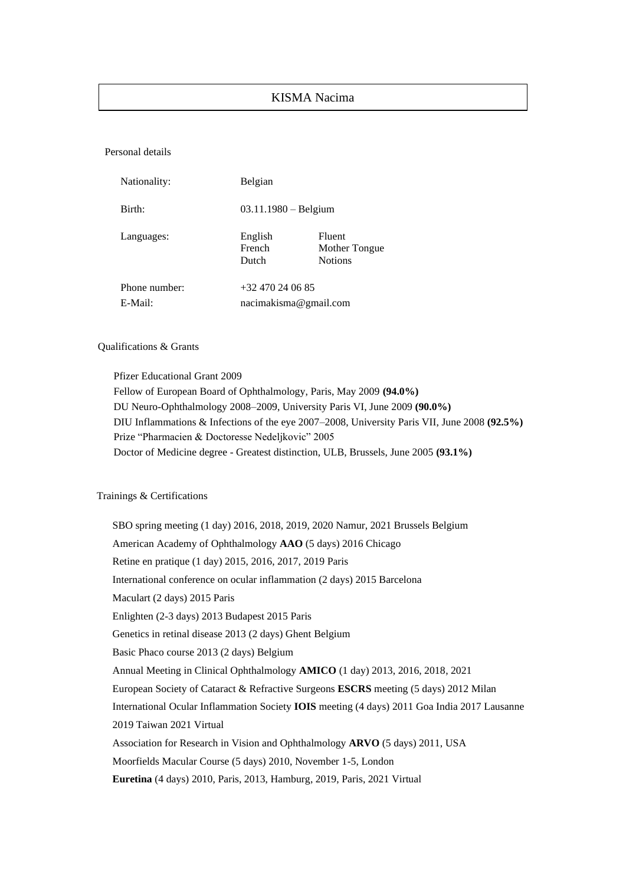# KISMA Nacima

## Personal details

| | | |
|---|---|---|
| Nationality: | Belgian | |
| Birth: | 03.11.1980 – Belgium | |
| Languages: | English | Fluent |
| | French | Mother Tongue |
| | Dutch | Notions |
| Phone number: | +32 470 24 06 85 | |
| E-Mail: | nacimakisma@gmail.com | |

## Qualifications & Grants

Pfizer Educational Grant 2009
Fellow of European Board of Ophthalmology, Paris, May 2009 **(94.0%)**
DU Neuro-Ophthalmology 2008–2009, University Paris VI, June 2009 **(90.0%)**
DIU Inflammations & Infections of the eye 2007–2008, University Paris VII, June 2008 **(92.5%)**
Prize "Pharmacien & Doctoresse Nedeljkovic" 2005
Doctor of Medicine degree - Greatest distinction, ULB, Brussels, June 2005 **(93.1%)**

## Trainings & Certifications

SBO spring meeting (1 day) 2016, 2018, 2019, 2020 Namur, 2021 Brussels Belgium

American Academy of Ophthalmology **AAO** (5 days) 2016 Chicago

Retine en pratique (1 day) 2015, 2016, 2017, 2019 Paris

International conference on ocular inflammation (2 days) 2015 Barcelona

Maculart (2 days) 2015 Paris

Enlighten (2-3 days) 2013 Budapest 2015 Paris

Genetics in retinal disease 2013 (2 days) Ghent Belgium

Basic Phaco course 2013 (2 days) Belgium

Annual Meeting in Clinical Ophthalmology **AMICO** (1 day) 2013, 2016, 2018, 2021

European Society of Cataract & Refractive Surgeons **ESCRS** meeting (5 days) 2012 Milan

International Ocular Inflammation Society **IOIS** meeting (4 days) 2011 Goa India 2017 Lausanne 2019 Taiwan 2021 Virtual

Association for Research in Vision and Ophthalmology **ARVO** (5 days) 2011, USA

Moorfields Macular Course (5 days) 2010, November 1-5, London

**Euretina** (4 days) 2010, Paris, 2013, Hamburg, 2019, Paris, 2021 Virtual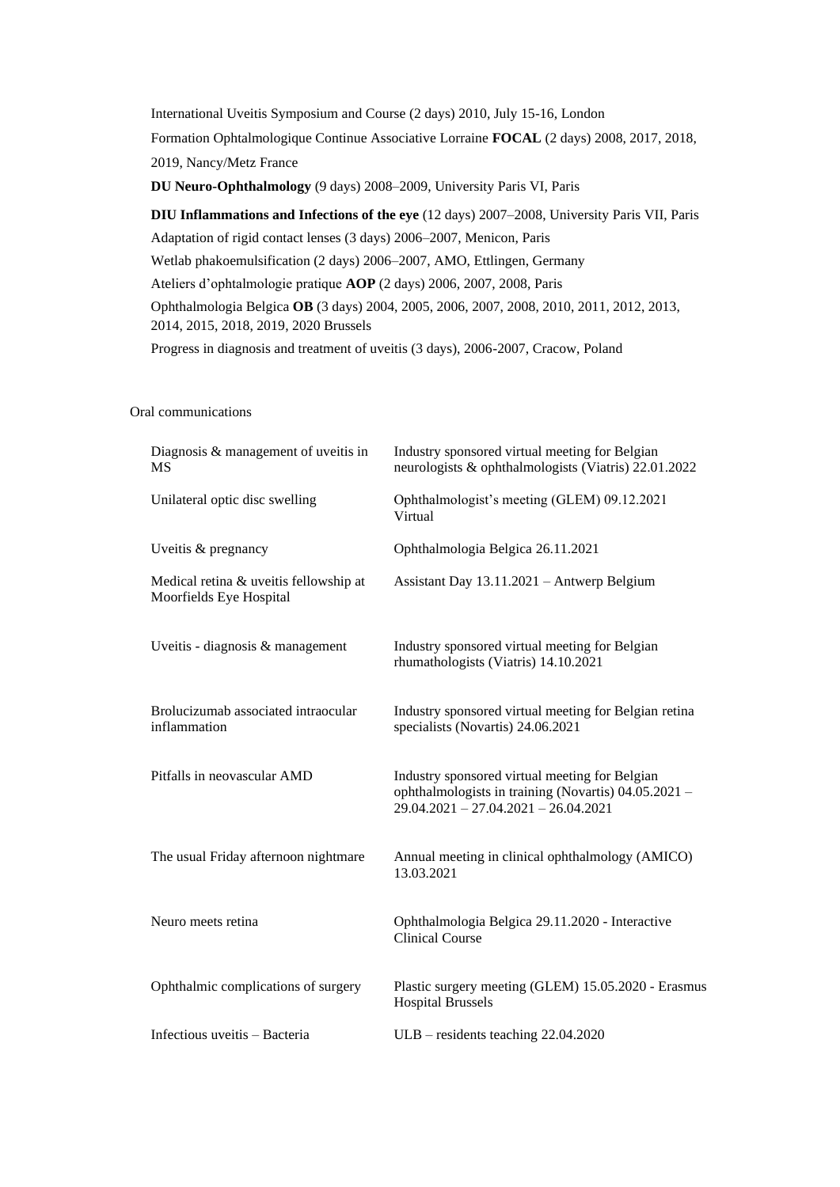International Uveitis Symposium and Course (2 days) 2010, July 15-16, London

Formation Ophtalmologique Continue Associative Lorraine **FOCAL** (2 days) 2008, 2017, 2018, 2019, Nancy/Metz France

**DU Neuro-Ophthalmology** (9 days) 2008–2009, University Paris VI, Paris

**DIU Inflammations and Infections of the eye** (12 days) 2007–2008, University Paris VII, Paris

Adaptation of rigid contact lenses (3 days) 2006–2007, Menicon, Paris

Wetlab phakoemulsification (2 days) 2006–2007, AMO, Ettlingen, Germany

Ateliers d'ophtalmologie pratique **AOP** (2 days) 2006, 2007, 2008, Paris

Ophthalmologia Belgica **OB** (3 days) 2004, 2005, 2006, 2007, 2008, 2010, 2011, 2012, 2013, 2014, 2015, 2018, 2019, 2020 Brussels

Progress in diagnosis and treatment of uveitis (3 days), 2006-2007, Cracow, Poland

Oral communications

| | |
|---|---|
| Diagnosis & management of uveitis in MS | Industry sponsored virtual meeting for Belgian neurologists & ophthalmologists (Viatris) 22.01.2022 |
| Unilateral optic disc swelling | Ophthalmologist's meeting (GLEM) 09.12.2021 Virtual |
| Uveitis & pregnancy | Ophthalmologia Belgica 26.11.2021 |
| Medical retina & uveitis fellowship at Moorfields Eye Hospital | Assistant Day 13.11.2021 – Antwerp Belgium |
| Uveitis - diagnosis & management | Industry sponsored virtual meeting for Belgian rhumathologists (Viatris) 14.10.2021 |
| Brolucizumab associated intraocular inflammation | Industry sponsored virtual meeting for Belgian retina specialists (Novartis) 24.06.2021 |
| Pitfalls in neovascular AMD | Industry sponsored virtual meeting for Belgian ophthalmologists in training (Novartis) 04.05.2021 – 29.04.2021 – 27.04.2021 – 26.04.2021 |
| The usual Friday afternoon nightmare | Annual meeting in clinical ophthalmology (AMICO) 13.03.2021 |
| Neuro meets retina | Ophthalmologia Belgica 29.11.2020 - Interactive Clinical Course |
| Ophthalmic complications of surgery | Plastic surgery meeting (GLEM) 15.05.2020 - Erasmus Hospital Brussels |
| Infectious uveitis – Bacteria | ULB – residents teaching 22.04.2020 |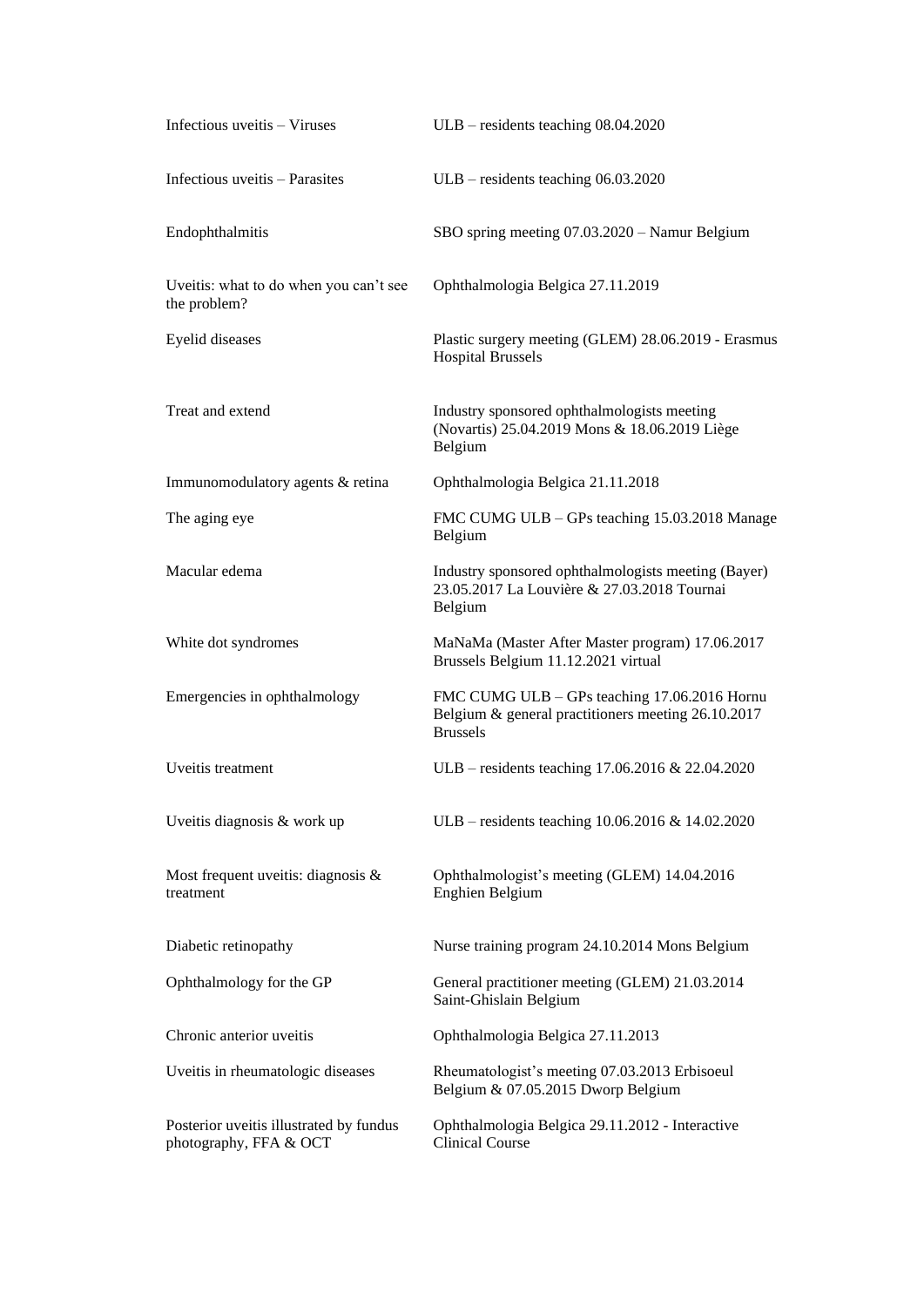| | |
|---|---|
| Infectious uveitis – Viruses | ULB – residents teaching 08.04.2020 |
| Infectious uveitis – Parasites | ULB – residents teaching 06.03.2020 |
| Endophthalmitis | SBO spring meeting 07.03.2020 – Namur Belgium |
| Uveitis: what to do when you can't see the problem? | Ophthalmologia Belgica 27.11.2019 |
| Eyelid diseases | Plastic surgery meeting (GLEM) 28.06.2019 - Erasmus Hospital Brussels |
| Treat and extend | Industry sponsored ophthalmologists meeting (Novartis) 25.04.2019 Mons & 18.06.2019 Liège Belgium |
| Immunomodulatory agents & retina | Ophthalmologia Belgica 21.11.2018 |
| The aging eye | FMC CUMG ULB – GPs teaching 15.03.2018 Manage Belgium |
| Macular edema | Industry sponsored ophthalmologists meeting (Bayer) 23.05.2017 La Louvière & 27.03.2018 Tournai Belgium |
| White dot syndromes | MaNaMa (Master After Master program) 17.06.2017 Brussels Belgium 11.12.2021 virtual |
| Emergencies in ophthalmology | FMC CUMG ULB – GPs teaching 17.06.2016 Hornu Belgium & general practitioners meeting 26.10.2017 Brussels |
| Uveitis treatment | ULB – residents teaching 17.06.2016 & 22.04.2020 |
| Uveitis diagnosis & work up | ULB – residents teaching 10.06.2016 & 14.02.2020 |
| Most frequent uveitis: diagnosis & treatment | Ophthalmologist's meeting (GLEM) 14.04.2016 Enghien Belgium |
| Diabetic retinopathy | Nurse training program 24.10.2014 Mons Belgium |
| Ophthalmology for the GP | General practitioner meeting (GLEM) 21.03.2014 Saint-Ghislain Belgium |
| Chronic anterior uveitis | Ophthalmologia Belgica 27.11.2013 |
| Uveitis in rheumatologic diseases | Rheumatologist's meeting 07.03.2013 Erbisoeul Belgium & 07.05.2015 Dworp Belgium |
| Posterior uveitis illustrated by fundus photography, FFA & OCT | Ophthalmologia Belgica 29.11.2012 - Interactive Clinical Course |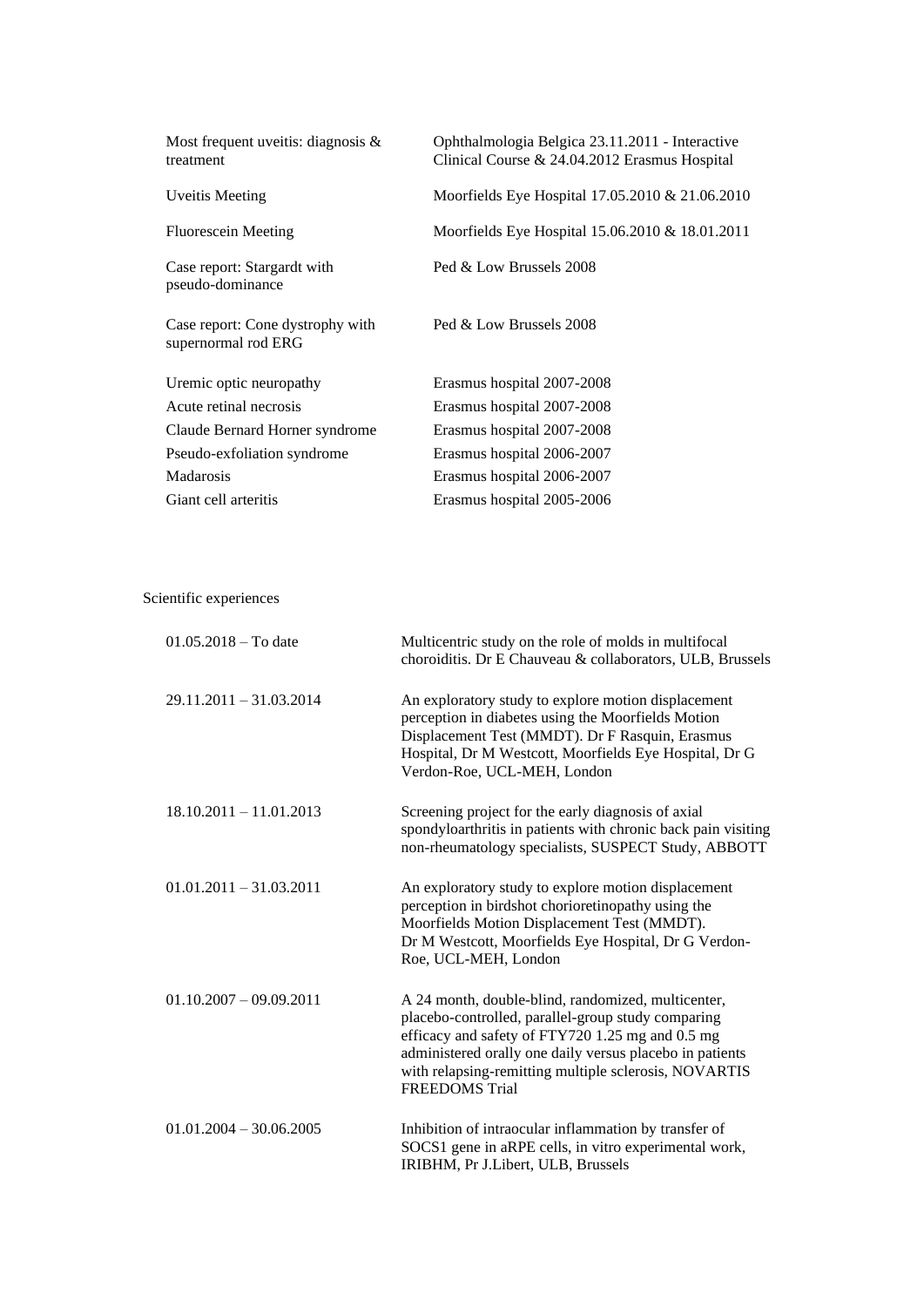| | |
|---|---|
| Most frequent uveitis: diagnosis & treatment | Ophthalmologia Belgica 23.11.2011 - Interactive Clinical Course & 24.04.2012 Erasmus Hospital |
| Uveitis Meeting | Moorfields Eye Hospital 17.05.2010 & 21.06.2010 |
| Fluorescein Meeting | Moorfields Eye Hospital 15.06.2010 & 18.01.2011 |
| Case report: Stargardt with pseudo-dominance | Ped & Low Brussels 2008 |
| Case report: Cone dystrophy with supernormal rod ERG | Ped & Low Brussels 2008 |
| Uremic optic neuropathy | Erasmus hospital 2007-2008 |
| Acute retinal necrosis | Erasmus hospital 2007-2008 |
| Claude Bernard Horner syndrome | Erasmus hospital 2007-2008 |
| Pseudo-exfoliation syndrome | Erasmus hospital 2006-2007 |
| Madarosis | Erasmus hospital 2006-2007 |
| Giant cell arteritis | Erasmus hospital 2005-2006 |

Scientific experiences

| | |
|---|---|
| 01.05.2018 – To date | Multicentric study on the role of molds in multifocal choroiditis. Dr E Chauveau & collaborators, ULB, Brussels |
| 29.11.2011 – 31.03.2014 | An exploratory study to explore motion displacement perception in diabetes using the Moorfields Motion Displacement Test (MMDT). Dr F Rasquin, Erasmus Hospital, Dr M Westcott, Moorfields Eye Hospital, Dr G Verdon-Roe, UCL-MEH, London |
| 18.10.2011 – 11.01.2013 | Screening project for the early diagnosis of axial spondyloarthritis in patients with chronic back pain visiting non-rheumatology specialists, SUSPECT Study, ABBOTT |
| 01.01.2011 – 31.03.2011 | An exploratory study to explore motion displacement perception in birdshot chorioretinopathy using the Moorfields Motion Displacement Test (MMDT). Dr M Westcott, Moorfields Eye Hospital, Dr G Verdon-Roe, UCL-MEH, London |
| 01.10.2007 – 09.09.2011 | A 24 month, double-blind, randomized, multicenter, placebo-controlled, parallel-group study comparing efficacy and safety of FTY720 1.25 mg and 0.5 mg administered orally one daily versus placebo in patients with relapsing-remitting multiple sclerosis, NOVARTIS FREEDOMS Trial |
| 01.01.2004 – 30.06.2005 | Inhibition of intraocular inflammation by transfer of SOCS1 gene in aRPE cells, in vitro experimental work, IRIBHM, Pr J.Libert, ULB, Brussels |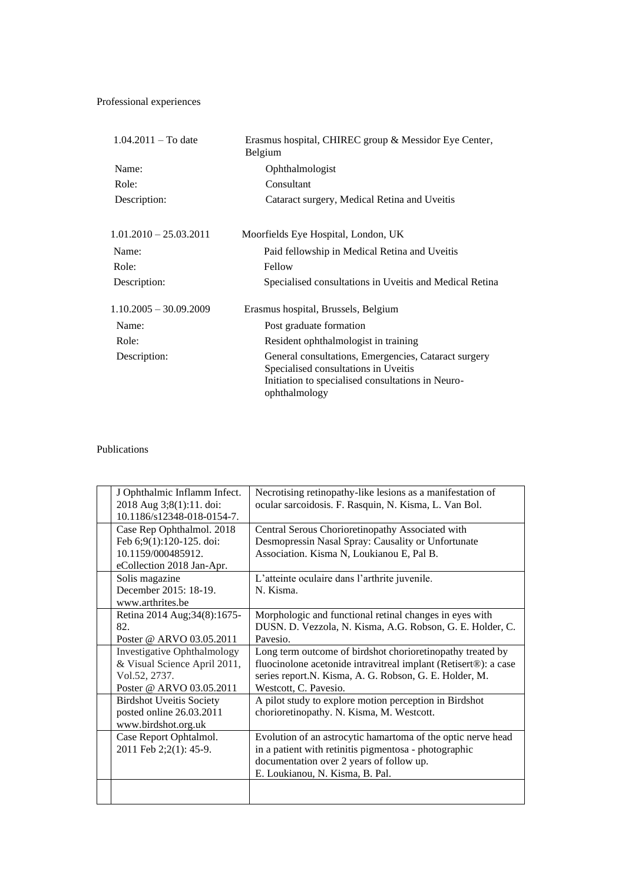Professional experiences

| | |
|---|---|
| 1.04.2011 – To date | Erasmus hospital, CHIREC group & Messidor Eye Center, Belgium |
| Name: | Ophthalmologist |
| Role: | Consultant |
| Description: | Cataract surgery, Medical Retina and Uveitis |
| | |
| 1.01.2010 – 25.03.2011 | Moorfields Eye Hospital, London, UK |
| Name: | Paid fellowship in Medical Retina and Uveitis |
| Role: | Fellow |
| Description: | Specialised consultations in Uveitis and Medical Retina |
| | |
| 1.10.2005 – 30.09.2009 | Erasmus hospital, Brussels, Belgium |
| Name: | Post graduate formation |
| Role: | Resident ophthalmologist in training |
| Description: | General consultations, Emergencies, Cataract surgery<br>Specialised consultations in Uveitis<br>Initiation to specialised consultations in Neuro-ophthalmology |

Publications

| | | |
|---|---|---|
| | J Ophthalmic Inflamm Infect. 2018 Aug 3;8(1):11. doi: 10.1186/s12348-018-0154-7. | Necrotising retinopathy-like lesions as a manifestation of ocular sarcoidosis. F. Rasquin, N. Kisma, L. Van Bol. |
| | Case Rep Ophthalmol. 2018 Feb 6;9(1):120-125. doi: 10.1159/000485912. eCollection 2018 Jan-Apr. | Central Serous Chorioretinopathy Associated with Desmopressin Nasal Spray: Causality or Unfortunate Association. Kisma N, Loukianou E, Pal B. |
| | Solis magazine December 2015: 18-19. www.arthrites.be | L'atteinte oculaire dans l'arthrite juvenile. N. Kisma. |
| | Retina 2014 Aug;34(8):1675-82. Poster @ ARVO 03.05.2011 | Morphologic and functional retinal changes in eyes with DUSN. D. Vezzola, N. Kisma, A.G. Robson, G. E. Holder, C. Pavesio. |
| | Investigative Ophthalmology & Visual Science April 2011, Vol.52, 2737. Poster @ ARVO 03.05.2011 | Long term outcome of birdshot chorioretinopathy treated by fluocinolone acetonide intravitreal implant (Retisert®): a case series report.N. Kisma, A. G. Robson, G. E. Holder, M. Westcott, C. Pavesio. |
| | Birdshot Uveitis Society posted online 26.03.2011 www.birdshot.org.uk | A pilot study to explore motion perception in Birdshot chorioretinopathy. N. Kisma, M. Westcott. |
| | Case Report Ophtalmol. 2011 Feb 2;2(1): 45-9. | Evolution of an astrocytic hamartoma of the optic nerve head in a patient with retinitis pigmentosa - photographic documentation over 2 years of follow up. E. Loukianou, N. Kisma, B. Pal. |
| | | |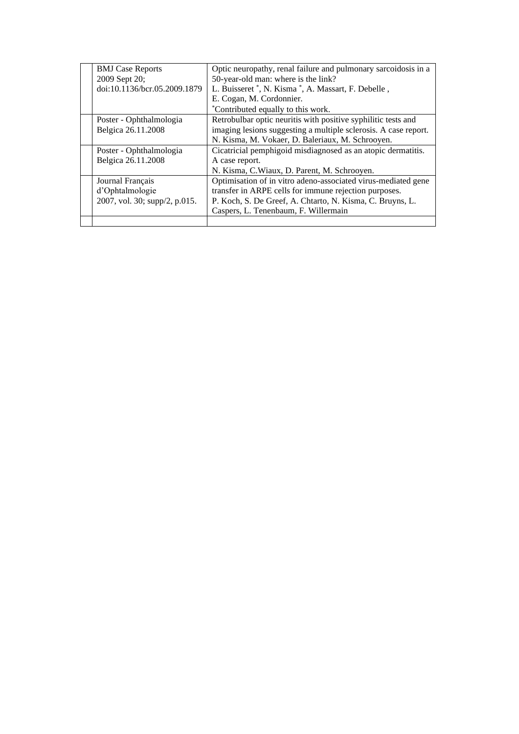| | | |
|---|---|---|
| | BMJ Case Reports<br>2009 Sept 20;<br>doi:10.1136/bcr.05.2009.1879 | Optic neuropathy, renal failure and pulmonary sarcoidosis in a 50-year-old man: where is the link?<br>L. Buisseret *, N. Kisma *, A. Massart, F. Debelle ,<br>E. Cogan, M. Cordonnier.<br>*Contributed equally to this work. |
| | Poster - Ophthalmologia<br>Belgica 26.11.2008 | Retrobulbar optic neuritis with positive syphilitic tests and imaging lesions suggesting a multiple sclerosis. A case report.<br>N. Kisma, M. Vokaer, D. Baleriaux, M. Schrooyen. |
| | Poster - Ophthalmologia<br>Belgica 26.11.2008 | Cicatricial pemphigoid misdiagnosed as an atopic dermatitis.<br>A case report.<br>N. Kisma, C.Wiaux, D. Parent, M. Schrooyen. |
| | Journal Français<br>d'Ophtalmologie<br>2007, vol. 30; supp/2, p.015. | Optimisation of in vitro adeno-associated virus-mediated gene transfer in ARPE cells for immune rejection purposes.<br>P. Koch, S. De Greef, A. Chtarto, N. Kisma, C. Bruyns, L. Caspers, L. Tenenbaum, F. Willermain |
| | | |